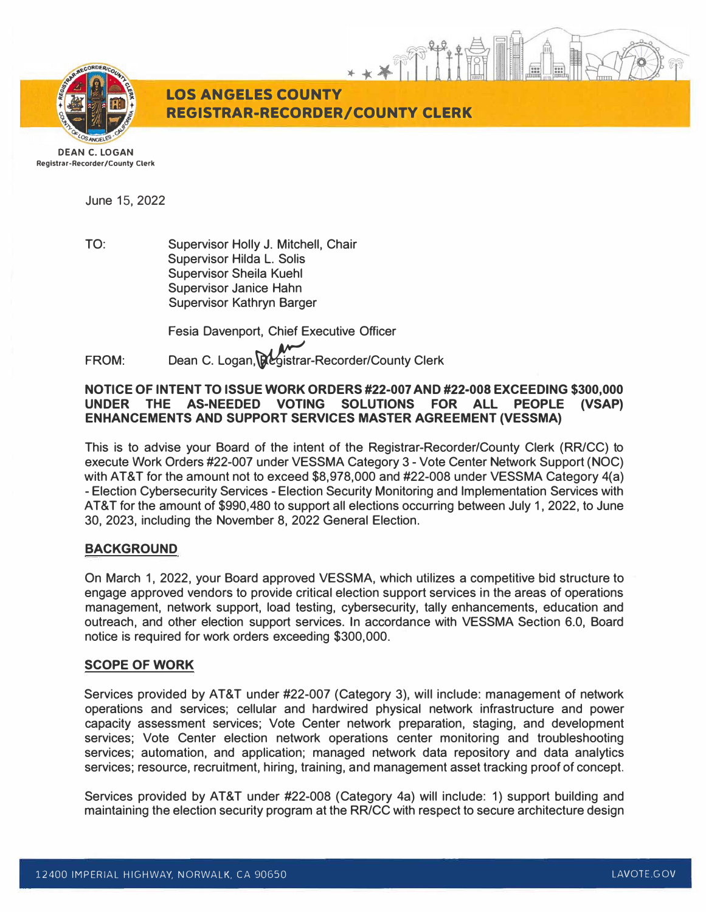**LOS ANGELES COUNTY**
**REGISTRAR-RECORDER/COUNTY CLERK**

**DEAN C. LOGAN**
**Registrar-Recorder/County Clerk**

June 15, 2022

TO: Supervisor Holly J. Mitchell, Chair
Supervisor Hilda L. Solis
Supervisor Sheila Kuehl
Supervisor Janice Hahn
Supervisor Kathryn Barger

Fesia Davenport, Chief Executive Officer

FROM: Dean C. Logan, Registrar-Recorder/County Clerk

**NOTICE OF INTENT TO ISSUE WORK ORDERS #22-007 AND #22-008 EXCEEDING $300,000 UNDER THE AS-NEEDED VOTING SOLUTIONS FOR ALL PEOPLE (VSAP) ENHANCEMENTS AND SUPPORT SERVICES MASTER AGREEMENT (VESSMA)**

This is to advise your Board of the intent of the Registrar-Recorder/County Clerk (RR/CC) to execute Work Orders #22-007 under VESSMA Category 3 - Vote Center Network Support (NOC) with AT&T for the amount not to exceed $8,978,000 and #22-008 under VESSMA Category 4(a) - Election Cybersecurity Services - Election Security Monitoring and Implementation Services with AT&T for the amount of $990,480 to support all elections occurring between July 1, 2022, to June 30, 2023, including the November 8, 2022 General Election.

## BACKGROUND

On March 1, 2022, your Board approved VESSMA, which utilizes a competitive bid structure to engage approved vendors to provide critical election support services in the areas of operations management, network support, load testing, cybersecurity, tally enhancements, education and outreach, and other election support services. In accordance with VESSMA Section 6.0, Board notice is required for work orders exceeding $300,000.

## SCOPE OF WORK

Services provided by AT&T under #22-007 (Category 3), will include: management of network operations and services; cellular and hardwired physical network infrastructure and power capacity assessment services; Vote Center network preparation, staging, and development services; Vote Center election network operations center monitoring and troubleshooting services; automation, and application; managed network data repository and data analytics services; resource, recruitment, hiring, training, and management asset tracking proof of concept.

Services provided by AT&T under #22-008 (Category 4a) will include: 1) support building and maintaining the election security program at the RR/CC with respect to secure architecture design

12400 IMPERIAL HIGHWAY, NORWALK, CA 90650 LAVOTE.GOV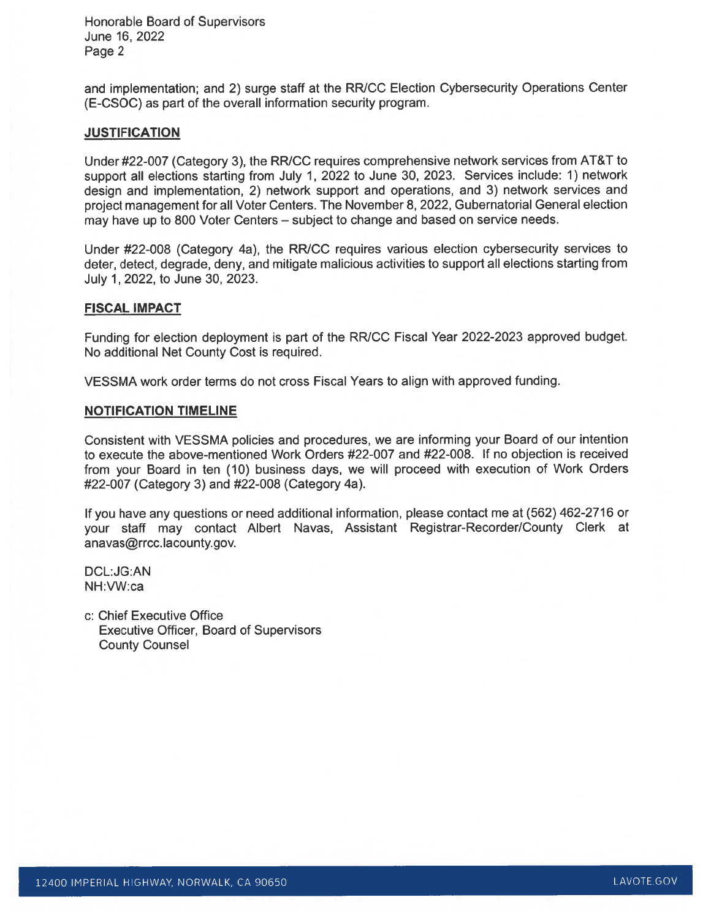and implementation; and 2) surge staff at the RR/CC Election Cybersecurity Operations Center (E-CSOC) as part of the overall information security program.

## JUSTIFICATION

Under #22-007 (Category 3), the RR/CC requires comprehensive network services from AT&T to support all elections starting from July 1, 2022 to June 30, 2023. Services include: 1) network design and implementation, 2) network support and operations, and 3) network services and project management for all Voter Centers. The November 8, 2022, Gubernatorial General election may have up to 800 Voter Centers – subject to change and based on service needs.

Under #22-008 (Category 4a), the RR/CC requires various election cybersecurity services to deter, detect, degrade, deny, and mitigate malicious activities to support all elections starting from July 1, 2022, to June 30, 2023.

## FISCAL IMPACT

Funding for election deployment is part of the RR/CC Fiscal Year 2022-2023 approved budget. No additional Net County Cost is required.

VESSMA work order terms do not cross Fiscal Years to align with approved funding.

## NOTIFICATION TIMELINE

Consistent with VESSMA policies and procedures, we are informing your Board of our intention to execute the above-mentioned Work Orders #22-007 and #22-008. If no objection is received from your Board in ten (10) business days, we will proceed with execution of Work Orders #22-007 (Category 3) and #22-008 (Category 4a).

If you have any questions or need additional information, please contact me at (562) 462-2716 or your staff may contact Albert Navas, Assistant Registrar-Recorder/County Clerk at anavas@rrcc.lacounty.gov.

DCL:JG:AN
NH:VW:ca

c: Chief Executive Office
Executive Officer, Board of Supervisors
County Counsel

12400 IMPERIAL HIGHWAY, NORWALK, CA 90650 LAVOTE.GOV